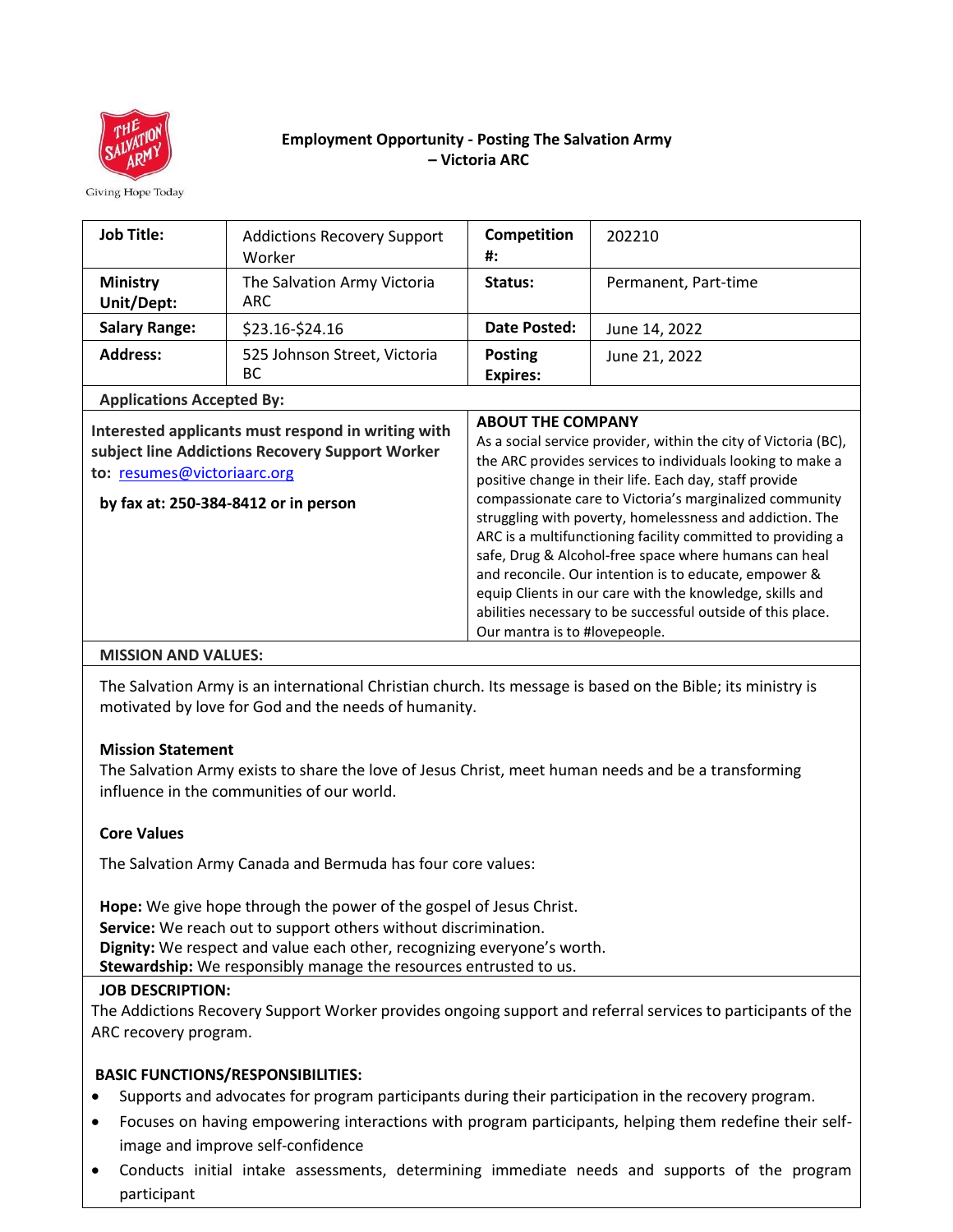Giving Hope Today

# Employment Opportunity - Posting The Salvation Army – Victoria ARC

| **Job Title:** | Addictions Recovery Support Worker | **Competition #:** | 202210 |
|---|---|---|---|
| **Ministry Unit/Dept:** | The Salvation Army Victoria ARC | **Status:** | Permanent, Part-time |
| **Salary Range:** | $23.16-$24.16 | **Date Posted:** | June 14, 2022 |
| **Address:** | 525 Johnson Street, Victoria BC | **Posting Expires:** | June 21, 2022 |

**Applications Accepted By:**

**Interested applicants must respond in writing with subject line Addictions Recovery Support Worker to:** [resumes@victoriaarc.org](mailto:resumes@victoriaarc.org)

**by fax at: 250-384-8412 or in person**

**ABOUT THE COMPANY**

As a social service provider, within the city of Victoria (BC), the ARC provides services to individuals looking to make a positive change in their life. Each day, staff provide compassionate care to Victoria's marginalized community struggling with poverty, homelessness and addiction. The ARC is a multifunctioning facility committed to providing a safe, Drug & Alcohol-free space where humans can heal and reconcile. Our intention is to educate, empower & equip Clients in our care with the knowledge, skills and abilities necessary to be successful outside of this place. Our mantra is to #lovepeople.

**MISSION AND VALUES:**

The Salvation Army is an international Christian church. Its message is based on the Bible; its ministry is motivated by love for God and the needs of humanity.

**Mission Statement**

The Salvation Army exists to share the love of Jesus Christ, meet human needs and be a transforming influence in the communities of our world.

**Core Values**

The Salvation Army Canada and Bermuda has four core values:

**Hope:** We give hope through the power of the gospel of Jesus Christ.
**Service:** We reach out to support others without discrimination.
**Dignity:** We respect and value each other, recognizing everyone's worth.
**Stewardship:** We responsibly manage the resources entrusted to us.

**JOB DESCRIPTION:**

The Addictions Recovery Support Worker provides ongoing support and referral services to participants of the ARC recovery program.

**BASIC FUNCTIONS/RESPONSIBILITIES:**

- Supports and advocates for program participants during their participation in the recovery program.
- Focuses on having empowering interactions with program participants, helping them redefine their self-image and improve self-confidence
- Conducts initial intake assessments, determining immediate needs and supports of the program participant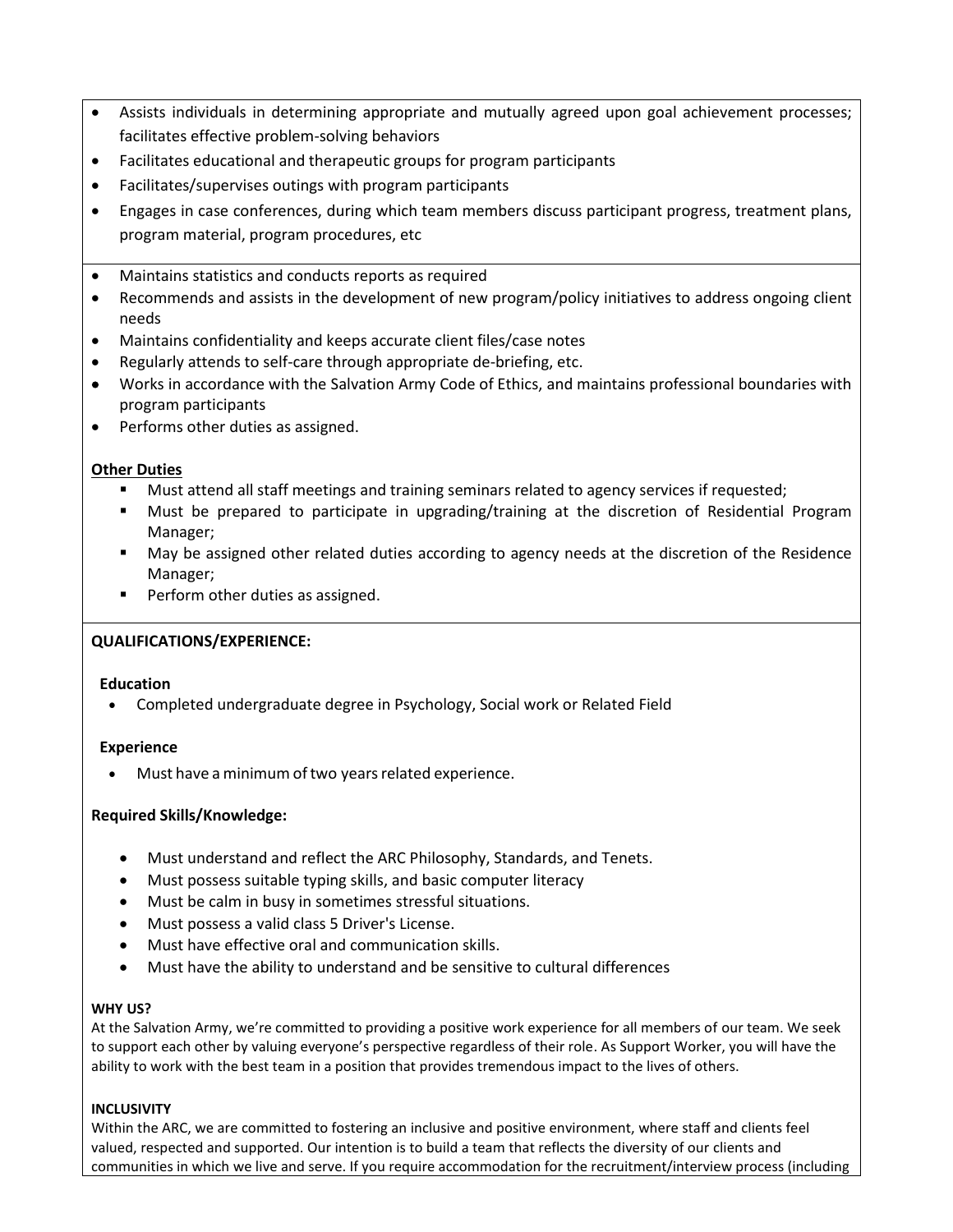- Assists individuals in determining appropriate and mutually agreed upon goal achievement processes; facilitates effective problem-solving behaviors
- Facilitates educational and therapeutic groups for program participants
- Facilitates/supervises outings with program participants
- Engages in case conferences, during which team members discuss participant progress, treatment plans, program material, program procedures, etc

- Maintains statistics and conducts reports as required
- Recommends and assists in the development of new program/policy initiatives to address ongoing client needs
- Maintains confidentiality and keeps accurate client files/case notes
- Regularly attends to self-care through appropriate de-briefing, etc.
- Works in accordance with the Salvation Army Code of Ethics, and maintains professional boundaries with program participants
- Performs other duties as assigned.

**Other Duties**

- Must attend all staff meetings and training seminars related to agency services if requested;
- Must be prepared to participate in upgrading/training at the discretion of Residential Program Manager;
- May be assigned other related duties according to agency needs at the discretion of the Residence Manager;
- Perform other duties as assigned.

**QUALIFICATIONS/EXPERIENCE:**

**Education**

- Completed undergraduate degree in Psychology, Social work or Related Field

**Experience**

- Must have a minimum of two years related experience.

**Required Skills/Knowledge:**

- Must understand and reflect the ARC Philosophy, Standards, and Tenets.
- Must possess suitable typing skills, and basic computer literacy
- Must be calm in busy in sometimes stressful situations.
- Must possess a valid class 5 Driver's License.
- Must have effective oral and communication skills.
- Must have the ability to understand and be sensitive to cultural differences

**WHY US?**

At the Salvation Army, we're committed to providing a positive work experience for all members of our team. We seek to support each other by valuing everyone's perspective regardless of their role. As Support Worker, you will have the ability to work with the best team in a position that provides tremendous impact to the lives of others.

**INCLUSIVITY**

Within the ARC, we are committed to fostering an inclusive and positive environment, where staff and clients feel valued, respected and supported. Our intention is to build a team that reflects the diversity of our clients and communities in which we live and serve. If you require accommodation for the recruitment/interview process (including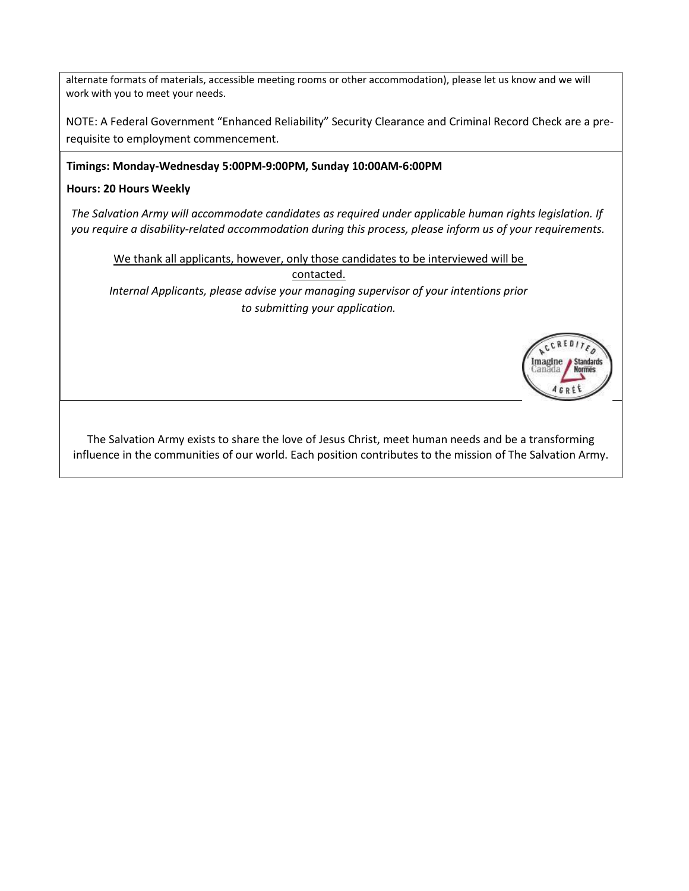alternate formats of materials, accessible meeting rooms or other accommodation), please let us know and we will work with you to meet your needs.

NOTE: A Federal Government "Enhanced Reliability" Security Clearance and Criminal Record Check are a pre-requisite to employment commencement.

**Timings: Monday-Wednesday 5:00PM-9:00PM, Sunday 10:00AM-6:00PM**

**Hours: 20 Hours Weekly**

*The Salvation Army will accommodate candidates as required under applicable human rights legislation. If you require a disability-related accommodation during this process, please inform us of your requirements.*

We thank all applicants, however, only those candidates to be interviewed will be contacted.

*Internal Applicants, please advise your managing supervisor of your intentions prior to submitting your application.*

The Salvation Army exists to share the love of Jesus Christ, meet human needs and be a transforming influence in the communities of our world. Each position contributes to the mission of The Salvation Army.